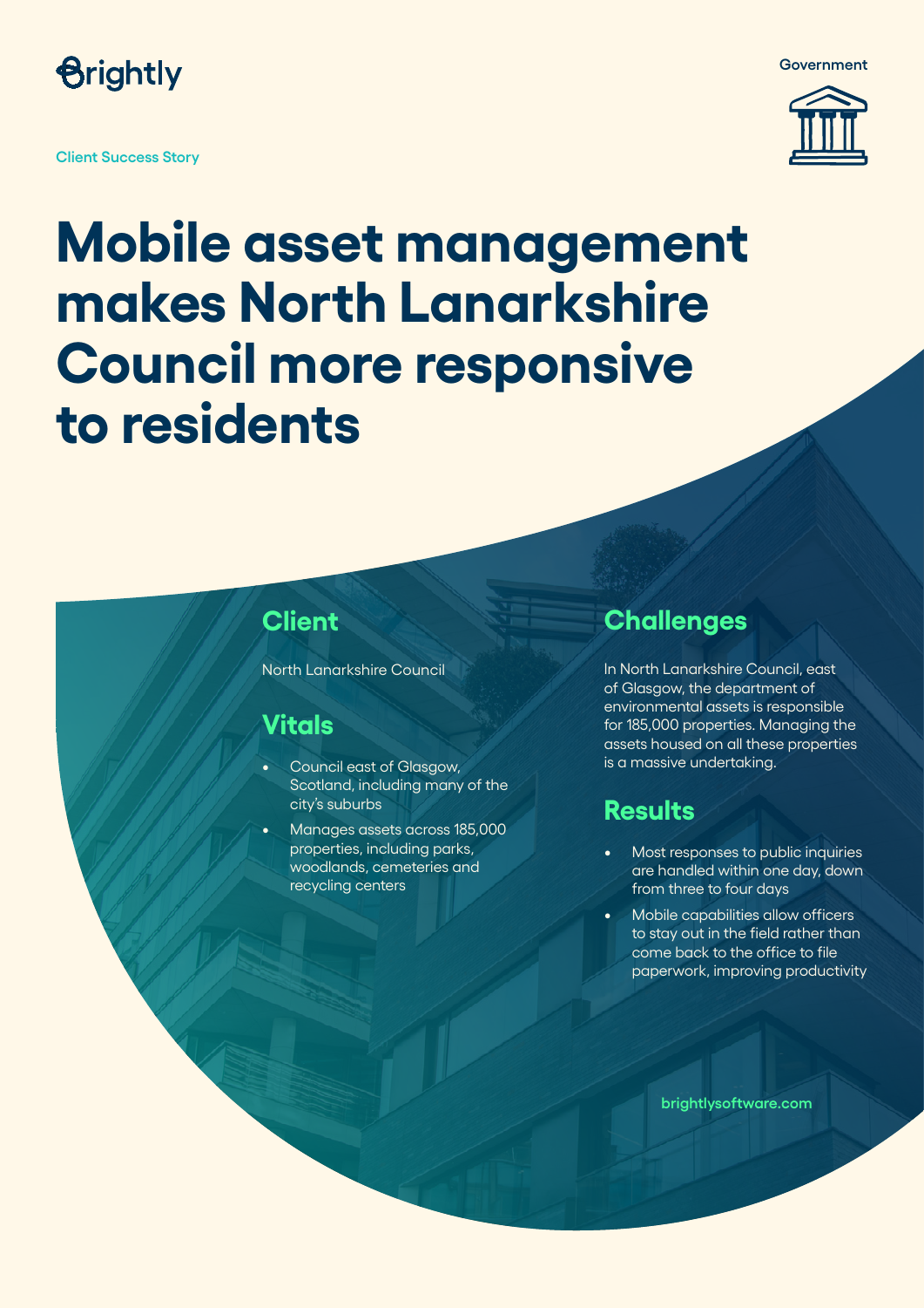Brightly

Government

Client Success Story

# Mobile asset management makes North Lanarkshire Council more responsive to residents

## Client

North Lanarkshire Council

## Vitals

- Council east of Glasgow, Scotland, including many of the city's suburbs
- Manages assets across 185,000 properties, including parks, woodlands, cemeteries and recycling centers

## Challenges

In North Lanarkshire Council, east of Glasgow, the department of environmental assets is responsible for 185,000 properties. Managing the assets housed on all these properties is a massive undertaking.

## Results

- Most responses to public inquiries are handled within one day, down from three to four days
- Mobile capabilities allow officers to stay out in the field rather than come back to the office to file paperwork, improving productivity

brightlysoftware.com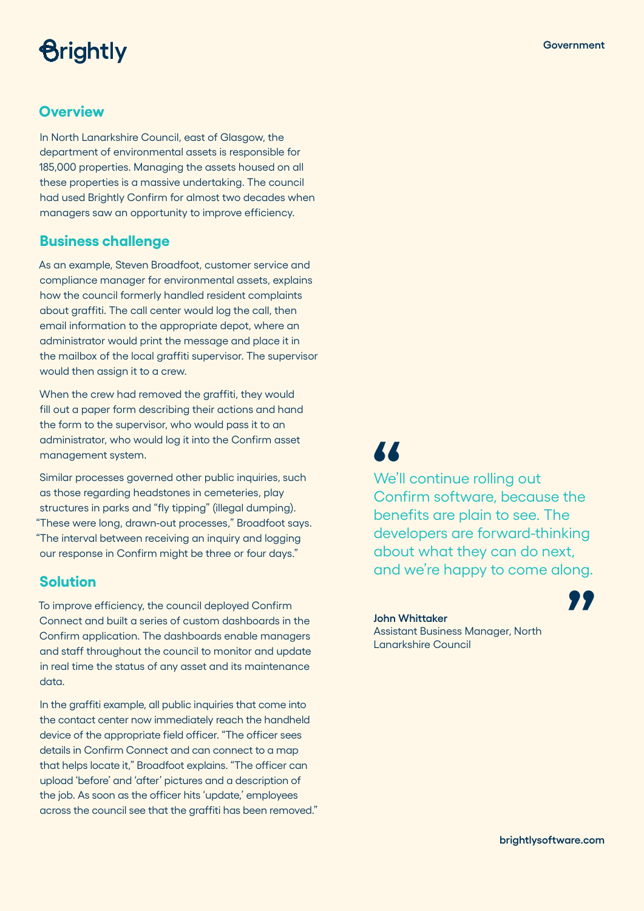## Overview

In North Lanarkshire Council, east of Glasgow, the department of environmental assets is responsible for 185,000 properties. Managing the assets housed on all these properties is a massive undertaking. The council had used Brightly Confirm for almost two decades when managers saw an opportunity to improve efficiency.

## Business challenge

As an example, Steven Broadfoot, customer service and compliance manager for environmental assets, explains how the council formerly handled resident complaints about graffiti. The call center would log the call, then email information to the appropriate depot, where an administrator would print the message and place it in the mailbox of the local graffiti supervisor. The supervisor would then assign it to a crew.

When the crew had removed the graffiti, they would fill out a paper form describing their actions and hand the form to the supervisor, who would pass it to an administrator, who would log it into the Confirm asset management system.

Similar processes governed other public inquiries, such as those regarding headstones in cemeteries, play structures in parks and "fly tipping" (illegal dumping). "These were long, drawn-out processes," Broadfoot says. "The interval between receiving an inquiry and logging our response in Confirm might be three or four days."

## Solution

To improve efficiency, the council deployed Confirm Connect and built a series of custom dashboards in the Confirm application. The dashboards enable managers and staff throughout the council to monitor and update in real time the status of any asset and its maintenance data.

In the graffiti example, all public inquiries that come into the contact center now immediately reach the handheld device of the appropriate field officer. "The officer sees details in Confirm Connect and can connect to a map that helps locate it," Broadfoot explains. "The officer can upload 'before' and 'after' pictures and a description of the job. As soon as the officer hits 'update,' employees across the council see that the graffiti has been removed."

> "We'll continue rolling out Confirm software, because the benefits are plain to see. The developers are forward-thinking about what they can do next, and we're happy to come along."
>
> **John Whittaker**
> Assistant Business Manager, North Lanarkshire Council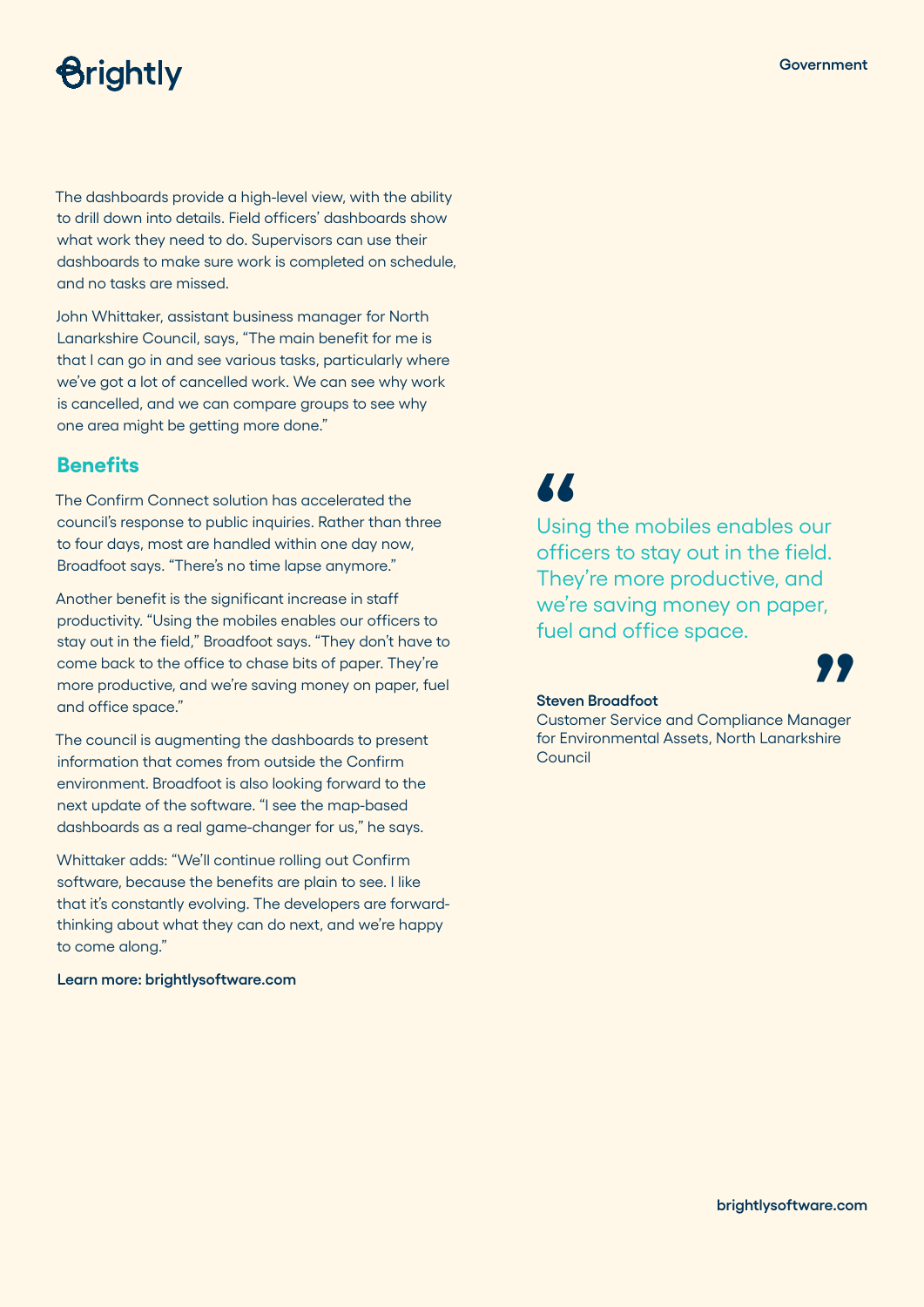The dashboards provide a high-level view, with the ability to drill down into details. Field officers' dashboards show what work they need to do. Supervisors can use their dashboards to make sure work is completed on schedule, and no tasks are missed.

John Whittaker, assistant business manager for North Lanarkshire Council, says, "The main benefit for me is that I can go in and see various tasks, particularly where we've got a lot of cancelled work. We can see why work is cancelled, and we can compare groups to see why one area might be getting more done."

## Benefits

The Confirm Connect solution has accelerated the council's response to public inquiries. Rather than three to four days, most are handled within one day now, Broadfoot says. "There's no time lapse anymore."

Another benefit is the significant increase in staff productivity. "Using the mobiles enables our officers to stay out in the field," Broadfoot says. "They don't have to come back to the office to chase bits of paper. They're more productive, and we're saving money on paper, fuel and office space."

The council is augmenting the dashboards to present information that comes from outside the Confirm environment. Broadfoot is also looking forward to the next update of the software. "I see the map-based dashboards as a real game-changer for us," he says.

Whittaker adds: "We'll continue rolling out Confirm software, because the benefits are plain to see. I like that it's constantly evolving. The developers are forward-thinking about what they can do next, and we're happy to come along."

**Learn more: brightlysoftware.com**

> "Using the mobiles enables our officers to stay out in the field. They're more productive, and we're saving money on paper, fuel and office space."
>
> **Steven Broadfoot**
> Customer Service and Compliance Manager for Environmental Assets, North Lanarkshire Council